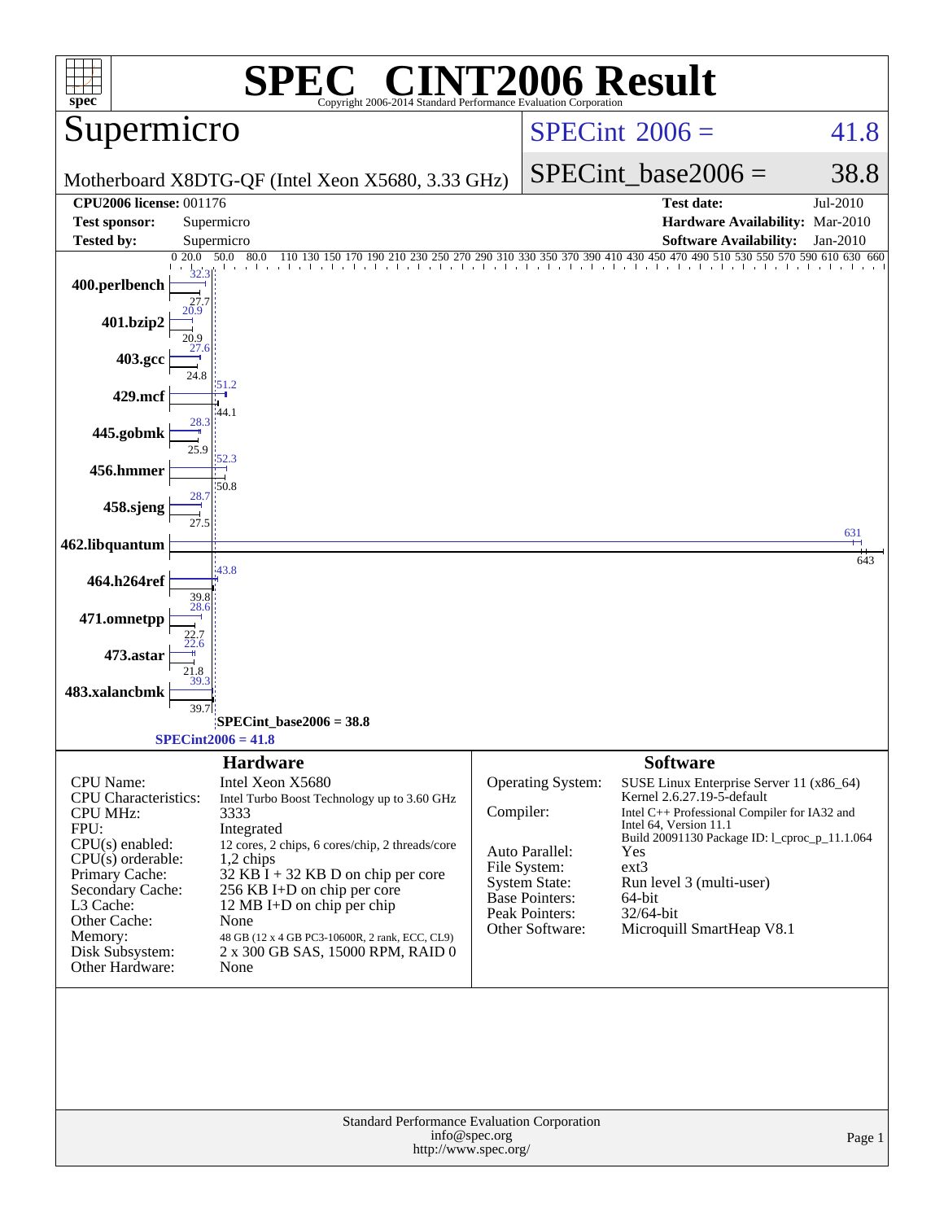# SPEC® CINT2006 Result

Copyright 2006-2014 Standard Performance Evaluation Corporation

## Supermicro

Motherboard X8DTG-QF (Intel Xeon X5680, 3.33 GHz)

SPECint 2006 = 41.8

SPECint_base2006 = 38.8

| | | | |
|---|---|---|---|
| **CPU2006 license:** 001176 | | **Test date:** | Jul-2010 |
| **Test sponsor:** | Supermicro | **Hardware Availability:** | Mar-2010 |
| **Tested by:** | Supermicro | **Software Availability:** | Jan-2010 |

| Benchmark | Peak | Base |
|---|---|---|
| 400.perlbench | 32.3 | 27.7 |
| 401.bzip2 | 20.9 | 20.9 |
| 403.gcc | 27.6 | 24.8 |
| 429.mcf | 51.2 | 44.1 |
| 445.gobmk | 28.3 | 25.9 |
| 456.hmmer | 52.3 | 50.8 |
| 458.sjeng | 28.7 | 27.5 |
| 462.libquantum | 631 | 643 |
| 464.h264ref | 43.8 | 39.8 |
| 471.omnetpp | 28.6 | 22.7 |
| 473.astar | 22.6 | 21.8 |
| 483.xalancbmk | 39.3 | 39.7 |

SPECint_base2006 = 38.8

SPECint2006 = 41.8

### Hardware

| | |
|---|---|
| CPU Name: | Intel Xeon X5680 |
| CPU Characteristics: | Intel Turbo Boost Technology up to 3.60 GHz |
| CPU MHz: | 3333 |
| FPU: | Integrated |
| CPU(s) enabled: | 12 cores, 2 chips, 6 cores/chip, 2 threads/core |
| CPU(s) orderable: | 1,2 chips |
| Primary Cache: | 32 KB I + 32 KB D on chip per core |
| Secondary Cache: | 256 KB I+D on chip per core |
| L3 Cache: | 12 MB I+D on chip per chip |
| Other Cache: | None |
| Memory: | 48 GB (12 x 4 GB PC3-10600R, 2 rank, ECC, CL9) |
| Disk Subsystem: | 2 x 300 GB SAS, 15000 RPM, RAID 0 |
| Other Hardware: | None |

### Software

| | |
|---|---|
| Operating System: | SUSE Linux Enterprise Server 11 (x86_64) Kernel 2.6.27.19-5-default |
| Compiler: | Intel C++ Professional Compiler for IA32 and Intel 64, Version 11.1 Build 20091130 Package ID: l_cproc_p_11.1.064 |
| Auto Parallel: | Yes |
| File System: | ext3 |
| System State: | Run level 3 (multi-user) |
| Base Pointers: | 64-bit |
| Peak Pointers: | 32/64-bit |
| Other Software: | Microquill SmartHeap V8.1 |

Standard Performance Evaluation Corporation
info@spec.org
http://www.spec.org/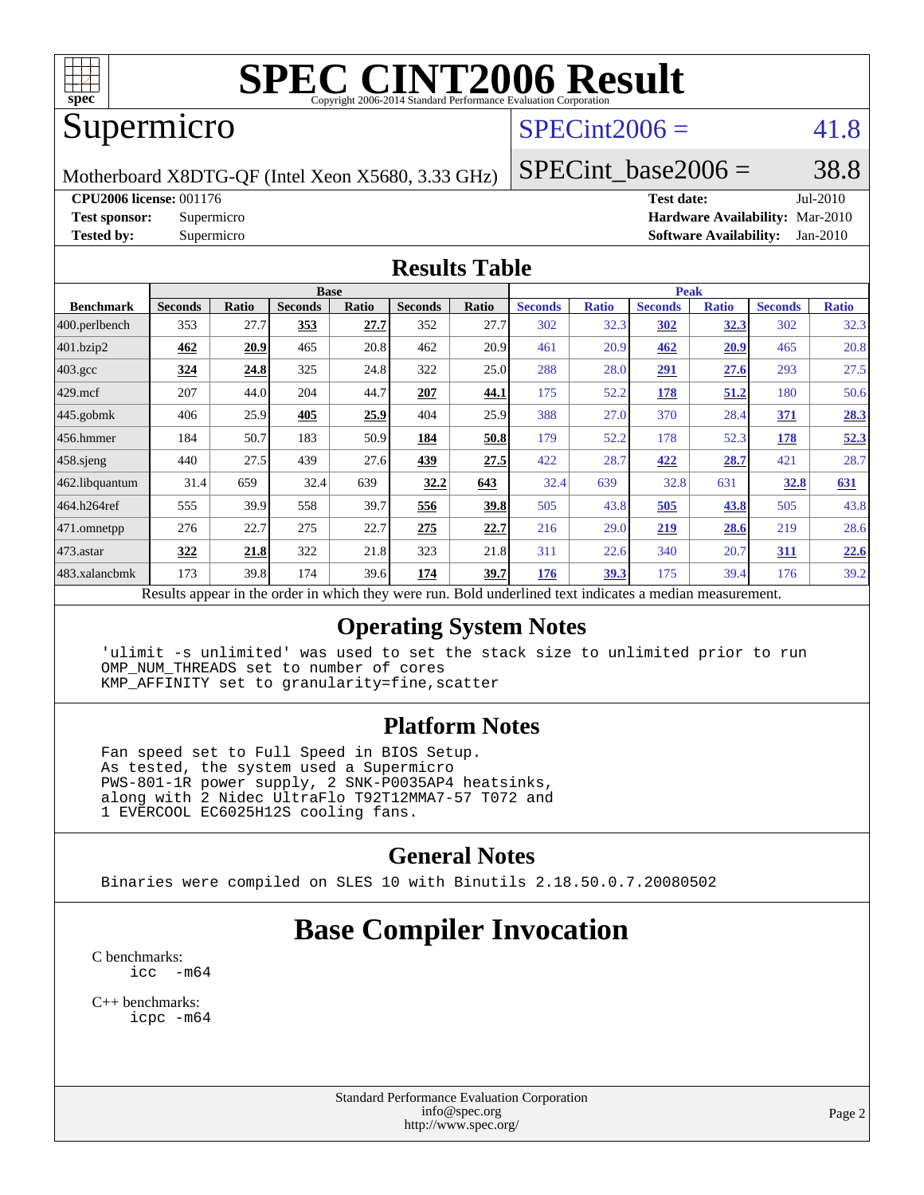# SPEC CINT2006 Result

Copyright 2006-2014 Standard Performance Evaluation Corporation

## Supermicro

Motherboard X8DTG-QF (Intel Xeon X5680, 3.33 GHz)

SPECint2006 = 41.8

SPECint_base2006 = 38.8

**CPU2006 license:** 001176
**Test sponsor:** Supermicro
**Tested by:** Supermicro

**Test date:** Jul-2010
**Hardware Availability:** Mar-2010
**Software Availability:** Jan-2010

## Results Table

| Benchmark | Base | | | | | | Peak | | | | | |
|---|---|---|---|---|---|---|---|---|---|---|---|---|
| | Seconds | Ratio | Seconds | Ratio | Seconds | Ratio | Seconds | Ratio | Seconds | Ratio | Seconds | Ratio |
| 400.perlbench | 353 | 27.7 | **353** | **27.7** | 352 | 27.7 | 302 | 32.3 | **302** | **32.3** | 302 | 32.3 |
| 401.bzip2 | **462** | **20.9** | 465 | 20.8 | 462 | 20.9 | 461 | 20.9 | **462** | **20.9** | 465 | 20.8 |
| 403.gcc | **324** | **24.8** | 325 | 24.8 | 322 | 25.0 | 288 | 28.0 | **291** | **27.6** | 293 | 27.5 |
| 429.mcf | 207 | 44.0 | 204 | 44.7 | **207** | **44.1** | 175 | 52.2 | **178** | **51.2** | 180 | 50.6 |
| 445.gobmk | 406 | 25.9 | **405** | **25.9** | 404 | 25.9 | 388 | 27.0 | 370 | 28.4 | **371** | **28.3** |
| 456.hmmer | 184 | 50.7 | 183 | 50.9 | **184** | **50.8** | 179 | 52.2 | 178 | 52.3 | **178** | **52.3** |
| 458.sjeng | 440 | 27.5 | 439 | 27.6 | **439** | **27.5** | 422 | 28.7 | **422** | **28.7** | 421 | 28.7 |
| 462.libquantum | 31.4 | 659 | 32.4 | 639 | **32.2** | **643** | 32.4 | 639 | 32.8 | 631 | **32.8** | **631** |
| 464.h264ref | 555 | 39.9 | 558 | 39.7 | **556** | **39.8** | 505 | 43.8 | **505** | **43.8** | 505 | 43.8 |
| 471.omnetpp | 276 | 22.7 | 275 | 22.7 | **275** | **22.7** | 216 | 29.0 | **219** | **28.6** | 219 | 28.6 |
| 473.astar | **322** | **21.8** | 322 | 21.8 | 323 | 21.8 | 311 | 22.6 | 340 | 20.7 | **311** | **22.6** |
| 483.xalancbmk | 173 | 39.8 | 174 | 39.6 | **174** | **39.7** | **176** | **39.3** | 175 | 39.4 | 176 | 39.2 |

Results appear in the order in which they were run. Bold underlined text indicates a median measurement.

## Operating System Notes

```
'ulimit -s unlimited' was used to set the stack size to unlimited prior to run
OMP_NUM_THREADS set to number of cores
KMP_AFFINITY set to granularity=fine,scatter
```

## Platform Notes

```
Fan speed set to Full Speed in BIOS Setup.
As tested, the system used a Supermicro
PWS-801-1R power supply, 2 SNK-P0035AP4 heatsinks,
along with 2 Nidec UltraFlo T92T12MMA7-57 T072 and
1 EVERCOOL EC6025H12S cooling fans.
```

## General Notes

```
Binaries were compiled on SLES 10 with Binutils 2.18.50.0.7.20080502
```

# Base Compiler Invocation

C benchmarks:
```
icc -m64
```

C++ benchmarks:
```
icpc -m64
```

Standard Performance Evaluation Corporation
info@spec.org
http://www.spec.org/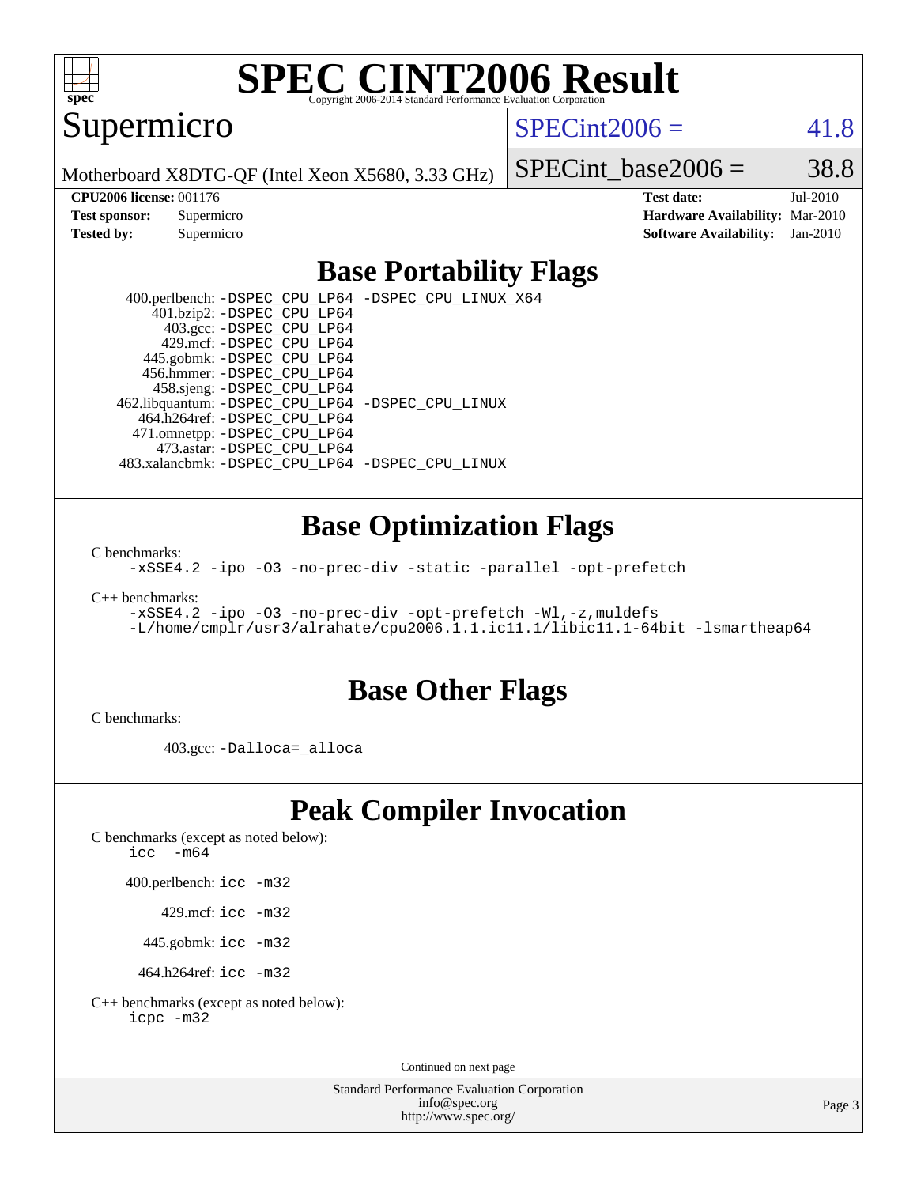# SPEC CINT2006 Result

Copyright 2006-2014 Standard Performance Evaluation Corporation

## Supermicro

Motherboard X8DTG-QF (Intel Xeon X5680, 3.33 GHz)

SPECint2006 = 41.8

SPECint_base2006 = 38.8

| | | | |
|---|---|---|---|
| **CPU2006 license:** | 001176 | **Test date:** | Jul-2010 |
| **Test sponsor:** | Supermicro | **Hardware Availability:** | Mar-2010 |
| **Tested by:** | Supermicro | **Software Availability:** | Jan-2010 |

## Base Portability Flags

400.perlbench: `-DSPEC_CPU_LP64 -DSPEC_CPU_LINUX_X64`
401.bzip2: `-DSPEC_CPU_LP64`
403.gcc: `-DSPEC_CPU_LP64`
429.mcf: `-DSPEC_CPU_LP64`
445.gobmk: `-DSPEC_CPU_LP64`
456.hmmer: `-DSPEC_CPU_LP64`
458.sjeng: `-DSPEC_CPU_LP64`
462.libquantum: `-DSPEC_CPU_LP64 -DSPEC_CPU_LINUX`
464.h264ref: `-DSPEC_CPU_LP64`
471.omnetpp: `-DSPEC_CPU_LP64`
473.astar: `-DSPEC_CPU_LP64`
483.xalancbmk: `-DSPEC_CPU_LP64 -DSPEC_CPU_LINUX`

## Base Optimization Flags

C benchmarks:

```
-xSSE4.2 -ipo -O3 -no-prec-div -static -parallel -opt-prefetch
```

C++ benchmarks:

```
-xSSE4.2 -ipo -O3 -no-prec-div -opt-prefetch -Wl,-z,muldefs
-L/home/cmplr/usr3/alrahate/cpu2006.1.1.ic11.1/libic11.1-64bit -lsmartheap64
```

## Base Other Flags

C benchmarks:

403.gcc: `-Dalloca=_alloca`

## Peak Compiler Invocation

C benchmarks (except as noted below):

```
icc  -m64
```

400.perlbench: `icc -m32`

429.mcf: `icc -m32`

445.gobmk: `icc -m32`

464.h264ref: `icc -m32`

C++ benchmarks (except as noted below):

```
icpc -m32
```

Continued on next page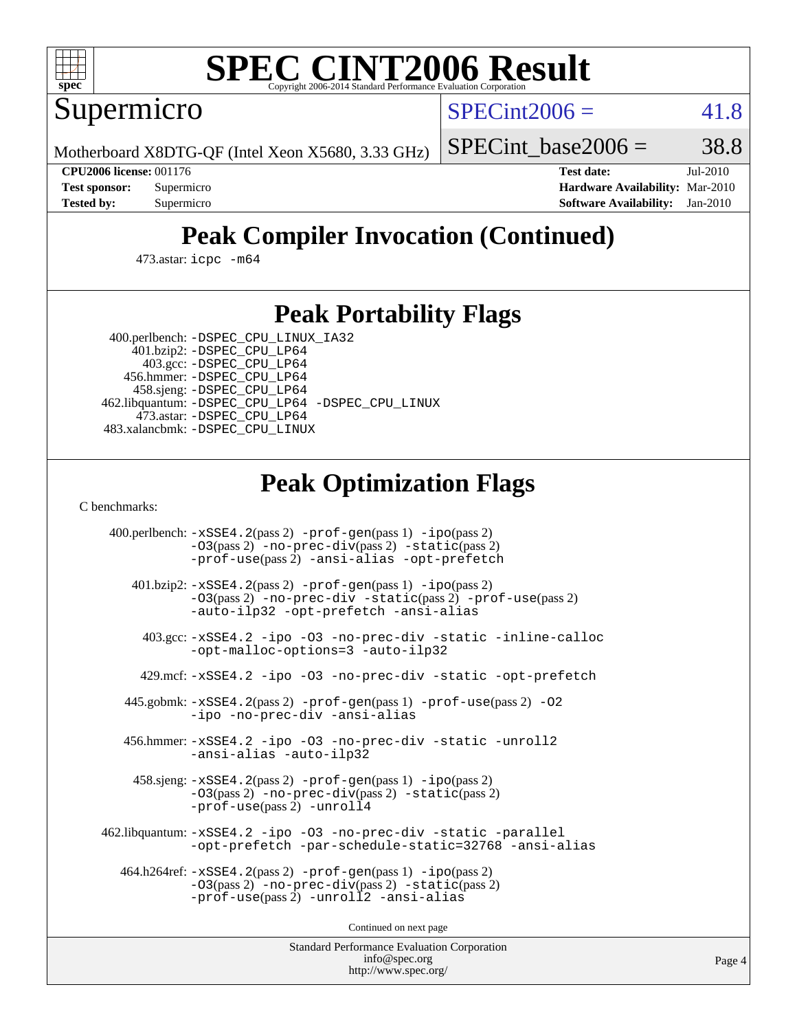# SPEC CINT2006 Result

Supermicro

Motherboard X8DTG-QF (Intel Xeon X5680, 3.33 GHz)

SPECint2006 = 41.8

SPECint_base2006 = 38.8

**CPU2006 license:** 001176
**Test sponsor:** Supermicro
**Tested by:** Supermicro

**Test date:** Jul-2010
**Hardware Availability:** Mar-2010
**Software Availability:** Jan-2010

## Peak Compiler Invocation (Continued)

473.astar: icpc -m64

## Peak Portability Flags

400.perlbench: -DSPEC_CPU_LINUX_IA32
401.bzip2: -DSPEC_CPU_LP64
403.gcc: -DSPEC_CPU_LP64
456.hmmer: -DSPEC_CPU_LP64
458.sjeng: -DSPEC_CPU_LP64
462.libquantum: -DSPEC_CPU_LP64 -DSPEC_CPU_LINUX
473.astar: -DSPEC_CPU_LP64
483.xalancbmk: -DSPEC_CPU_LINUX

## Peak Optimization Flags

C benchmarks:

400.perlbench: -xSSE4.2(pass 2) -prof-gen(pass 1) -ipo(pass 2) -O3(pass 2) -no-prec-div(pass 2) -static(pass 2) -prof-use(pass 2) -ansi-alias -opt-prefetch

401.bzip2: -xSSE4.2(pass 2) -prof-gen(pass 1) -ipo(pass 2) -O3(pass 2) -no-prec-div -static(pass 2) -prof-use(pass 2) -auto-ilp32 -opt-prefetch -ansi-alias

403.gcc: -xSSE4.2 -ipo -O3 -no-prec-div -static -inline-calloc -opt-malloc-options=3 -auto-ilp32

429.mcf: -xSSE4.2 -ipo -O3 -no-prec-div -static -opt-prefetch

445.gobmk: -xSSE4.2(pass 2) -prof-gen(pass 1) -prof-use(pass 2) -O2 -ipo -no-prec-div -ansi-alias

456.hmmer: -xSSE4.2 -ipo -O3 -no-prec-div -static -unroll2 -ansi-alias -auto-ilp32

458.sjeng: -xSSE4.2(pass 2) -prof-gen(pass 1) -ipo(pass 2) -O3(pass 2) -no-prec-div(pass 2) -static(pass 2) -prof-use(pass 2) -unroll4

462.libquantum: -xSSE4.2 -ipo -O3 -no-prec-div -static -parallel -opt-prefetch -par-schedule-static=32768 -ansi-alias

464.h264ref: -xSSE4.2(pass 2) -prof-gen(pass 1) -ipo(pass 2) -O3(pass 2) -no-prec-div(pass 2) -static(pass 2) -prof-use(pass 2) -unroll2 -ansi-alias

Continued on next page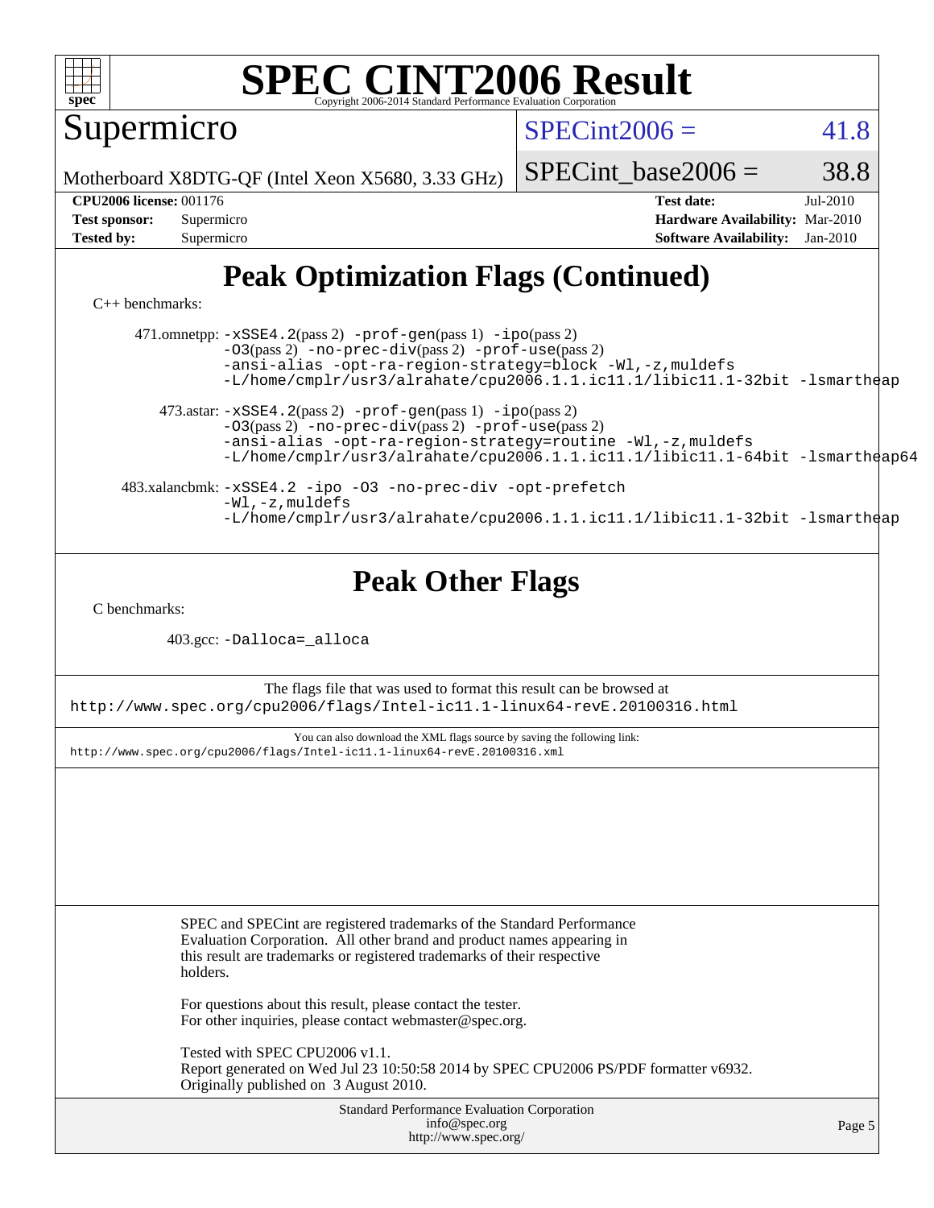# SPEC CINT2006 Result

Copyright 2006-2014 Standard Performance Evaluation Corporation

Supermicro

Motherboard X8DTG-QF (Intel Xeon X5680, 3.33 GHz)

SPECint2006 = 41.8

SPECint_base2006 = 38.8

**CPU2006 license:** 001176
**Test sponsor:** Supermicro
**Tested by:** Supermicro

**Test date:** Jul-2010
**Hardware Availability:** Mar-2010
**Software Availability:** Jan-2010

## Peak Optimization Flags (Continued)

C++ benchmarks:

471.omnetpp: -xSSE4.2(pass 2) -prof-gen(pass 1) -ipo(pass 2) -O3(pass 2) -no-prec-div(pass 2) -prof-use(pass 2) -ansi-alias -opt-ra-region-strategy=block -Wl,-z,muldefs -L/home/cmplr/usr3/alrahate/cpu2006.1.1.ic11.1/libic11.1-32bit -lsmartheap

473.astar: -xSSE4.2(pass 2) -prof-gen(pass 1) -ipo(pass 2) -O3(pass 2) -no-prec-div(pass 2) -prof-use(pass 2) -ansi-alias -opt-ra-region-strategy=routine -Wl,-z,muldefs -L/home/cmplr/usr3/alrahate/cpu2006.1.1.ic11.1/libic11.1-64bit -lsmartheap64

483.xalancbmk: -xSSE4.2 -ipo -O3 -no-prec-div -opt-prefetch -Wl,-z,muldefs -L/home/cmplr/usr3/alrahate/cpu2006.1.1.ic11.1/libic11.1-32bit -lsmartheap

## Peak Other Flags

C benchmarks:

403.gcc: -Dalloca=_alloca

The flags file that was used to format this result can be browsed at
http://www.spec.org/cpu2006/flags/Intel-ic11.1-linux64-revE.20100316.html

You can also download the XML flags source by saving the following link:
http://www.spec.org/cpu2006/flags/Intel-ic11.1-linux64-revE.20100316.xml

SPEC and SPECint are registered trademarks of the Standard Performance Evaluation Corporation. All other brand and product names appearing in this result are trademarks or registered trademarks of their respective holders.

For questions about this result, please contact the tester.
For other inquiries, please contact webmaster@spec.org.

Tested with SPEC CPU2006 v1.1.
Report generated on Wed Jul 23 10:50:58 2014 by SPEC CPU2006 PS/PDF formatter v6932.
Originally published on 3 August 2010.

Standard Performance Evaluation Corporation
info@spec.org
http://www.spec.org/